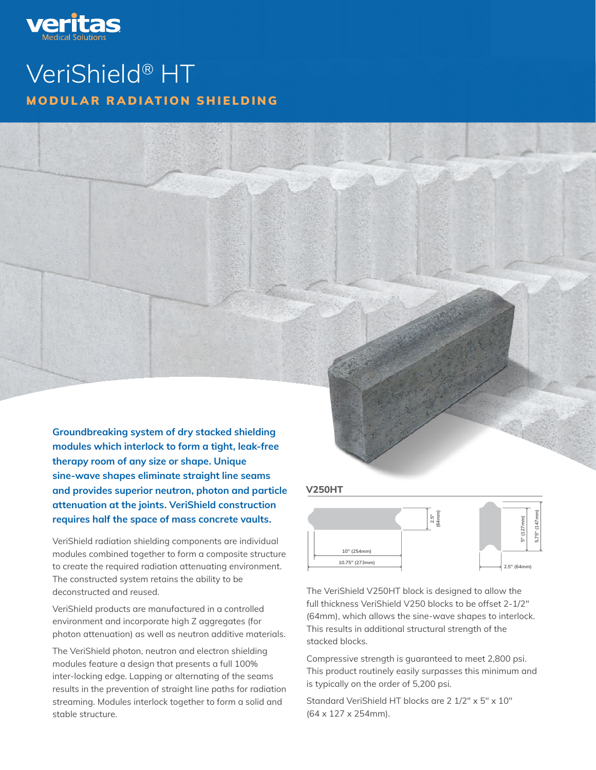veritas
Medical Solutions

# VeriShield® HT

## MODULAR RADIATION SHIELDING

**Groundbreaking system of dry stacked shielding modules which interlock to form a tight, leak-free therapy room of any size or shape. Unique sine-wave shapes eliminate straight line seams and provides superior neutron, photon and particle attenuation at the joints. VeriShield construction requires half the space of mass concrete vaults.**

VeriShield radiation shielding components are individual modules combined together to form a composite structure to create the required radiation attenuating environment. The constructed system retains the ability to be deconstructed and reused.

VeriShield products are manufactured in a controlled environment and incorporate high Z aggregates (for photon attenuation) as well as neutron additive materials.

The VeriShield photon, neutron and electron shielding modules feature a design that presents a full 100% inter-locking edge. Lapping or alternating of the seams results in the prevention of straight line paths for radiation streaming. Modules interlock together to form a solid and stable structure.

### V250HT

2.5" (64mm)

10" (254mm)

10.75" (273mm)

5" (127mm)

5.75" (147mm)

2.5" (64mm)

The VeriShield V250HT block is designed to allow the full thickness VeriShield V250 blocks to be offset 2-1/2" (64mm), which allows the sine-wave shapes to interlock. This results in additional structural strength of the stacked blocks.

Compressive strength is guaranteed to meet 2,800 psi. This product routinely easily surpasses this minimum and is typically on the order of 5,200 psi.

Standard VeriShield HT blocks are 2 1/2" x 5" x 10" (64 x 127 x 254mm).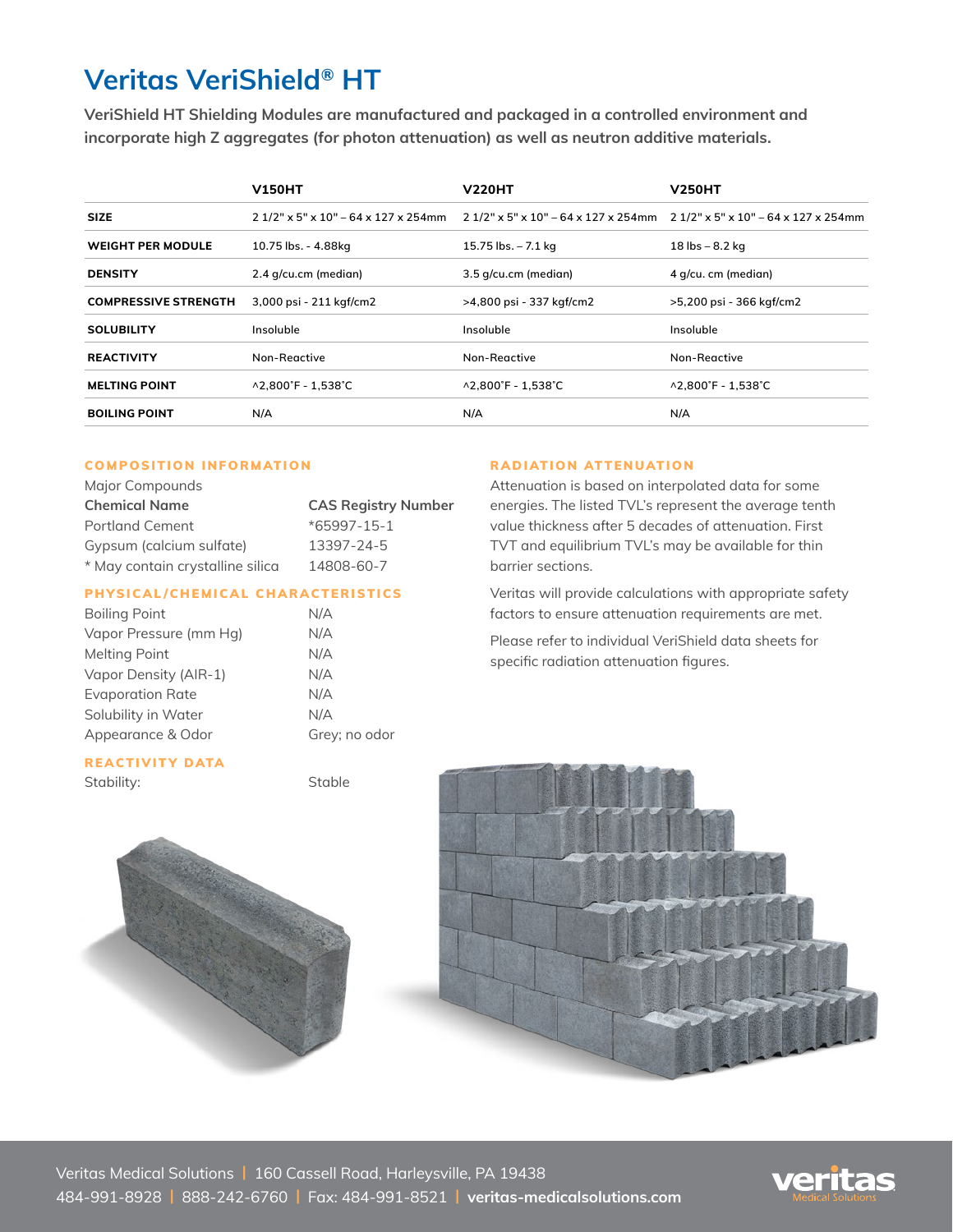# Veritas VeriShield® HT

**VeriShield HT Shielding Modules are manufactured and packaged in a controlled environment and incorporate high Z aggregates (for photon attenuation) as well as neutron additive materials.**

| | V150HT | V220HT | V250HT |
|---|---|---|---|
| **SIZE** | 2 1/2" x 5" x 10" – 64 x 127 x 254mm | 2 1/2" x 5" x 10" – 64 x 127 x 254mm | 2 1/2" x 5" x 10" – 64 x 127 x 254mm |
| **WEIGHT PER MODULE** | 10.75 lbs. - 4.88kg | 15.75 lbs. – 7.1 kg | 18 lbs – 8.2 kg |
| **DENSITY** | 2.4 g/cu.cm (median) | 3.5 g/cu.cm (median) | 4 g/cu. cm (median) |
| **COMPRESSIVE STRENGTH** | 3,000 psi - 211 kgf/cm2 | >4,800 psi - 337 kgf/cm2 | >5,200 psi - 366 kgf/cm2 |
| **SOLUBILITY** | Insoluble | Insoluble | Insoluble |
| **REACTIVITY** | Non-Reactive | Non-Reactive | Non-Reactive |
| **MELTING POINT** | ^2,800˚F - 1,538˚C | ^2,800˚F - 1,538˚C | ^2,800˚F - 1,538˚C |
| **BOILING POINT** | N/A | N/A | N/A |

## COMPOSITION INFORMATION

Major Compounds

| Chemical Name | CAS Registry Number |
|---|---|
| Portland Cement | *65997-15-1 |
| Gypsum (calcium sulfate) | 13397-24-5 |
| * May contain crystalline silica | 14808-60-7 |

## PHYSICAL/CHEMICAL CHARACTERISTICS

| | |
|---|---|
| Boiling Point | N/A |
| Vapor Pressure (mm Hg) | N/A |
| Melting Point | N/A |
| Vapor Density (AIR-1) | N/A |
| Evaporation Rate | N/A |
| Solubility in Water | N/A |
| Appearance & Odor | Grey; no odor |

## REACTIVITY DATA

| | |
|---|---|
| Stability: | Stable |

## RADIATION ATTENUATION

Attenuation is based on interpolated data for some energies. The listed TVL's represent the average tenth value thickness after 5 decades of attenuation. First TVT and equilibrium TVL's may be available for thin barrier sections.

Veritas will provide calculations with appropriate safety factors to ensure attenuation requirements are met.

Please refer to individual VeriShield data sheets for specific radiation attenuation figures.

Veritas Medical Solutions | 160 Cassell Road, Harleysville, PA 19438
484-991-8928 | 888-242-6760 | Fax: 484-991-8521 | **veritas-medicalsolutions.com**